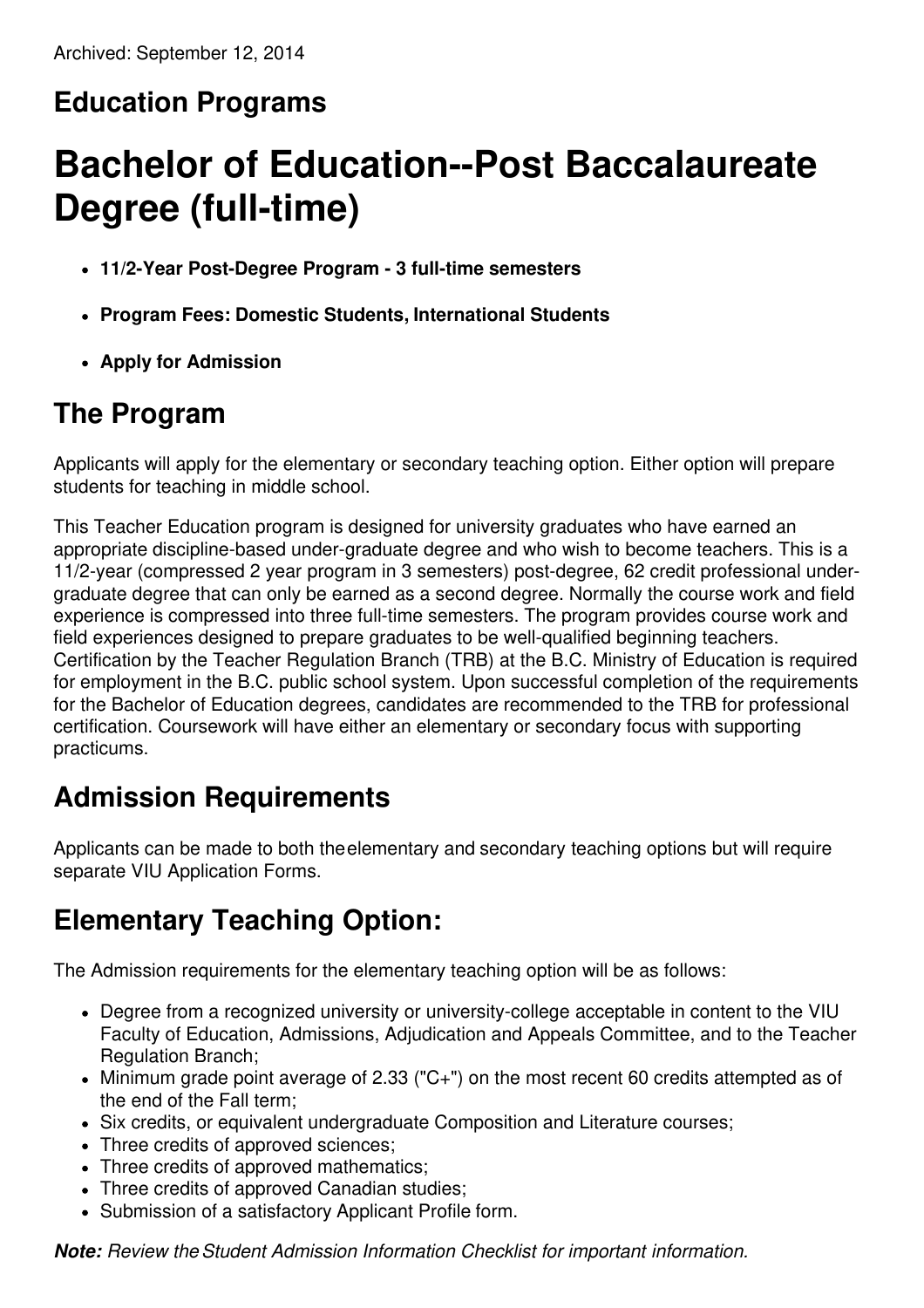Archived: September 12, 2014

## Education Programs

# Bachelor of Education--Post Baccalaureate Degree (full-time)

- **11/2-Year Post-Degree Program - 3 full-time semesters**
- **Program Fees: Domestic Students, International Students**
- **Apply for Admission**

## The Program

Applicants will apply for the elementary or secondary teaching option. Either option will prepare students for teaching in middle school.

This Teacher Education program is designed for university graduates who have earned an appropriate discipline-based under-graduate degree and who wish to become teachers. This is a 11/2-year (compressed 2 year program in 3 semesters) post-degree, 62 credit professional under-graduate degree that can only be earned as a second degree. Normally the course work and field experience is compressed into three full-time semesters. The program provides course work and field experiences designed to prepare graduates to be well-qualified beginning teachers. Certification by the Teacher Regulation Branch (TRB) at the B.C. Ministry of Education is required for employment in the B.C. public school system. Upon successful completion of the requirements for the Bachelor of Education degrees, candidates are recommended to the TRB for professional certification. Coursework will have either an elementary or secondary focus with supporting practicums.

## Admission Requirements

Applicants can be made to both theelementary and secondary teaching options but will require separate VIU Application Forms.

## Elementary Teaching Option:

The Admission requirements for the elementary teaching option will be as follows:

- Degree from a recognized university or university-college acceptable in content to the VIU Faculty of Education, Admissions, Adjudication and Appeals Committee, and to the Teacher Regulation Branch;
- Minimum grade point average of 2.33 ("C+") on the most recent 60 credits attempted as of the end of the Fall term;
- Six credits, or equivalent undergraduate Composition and Literature courses;
- Three credits of approved sciences;
- Three credits of approved mathematics;
- Three credits of approved Canadian studies;
- Submission of a satisfactory Applicant Profile form.

***Note:*** *Review the Student Admission Information Checklist for important information.*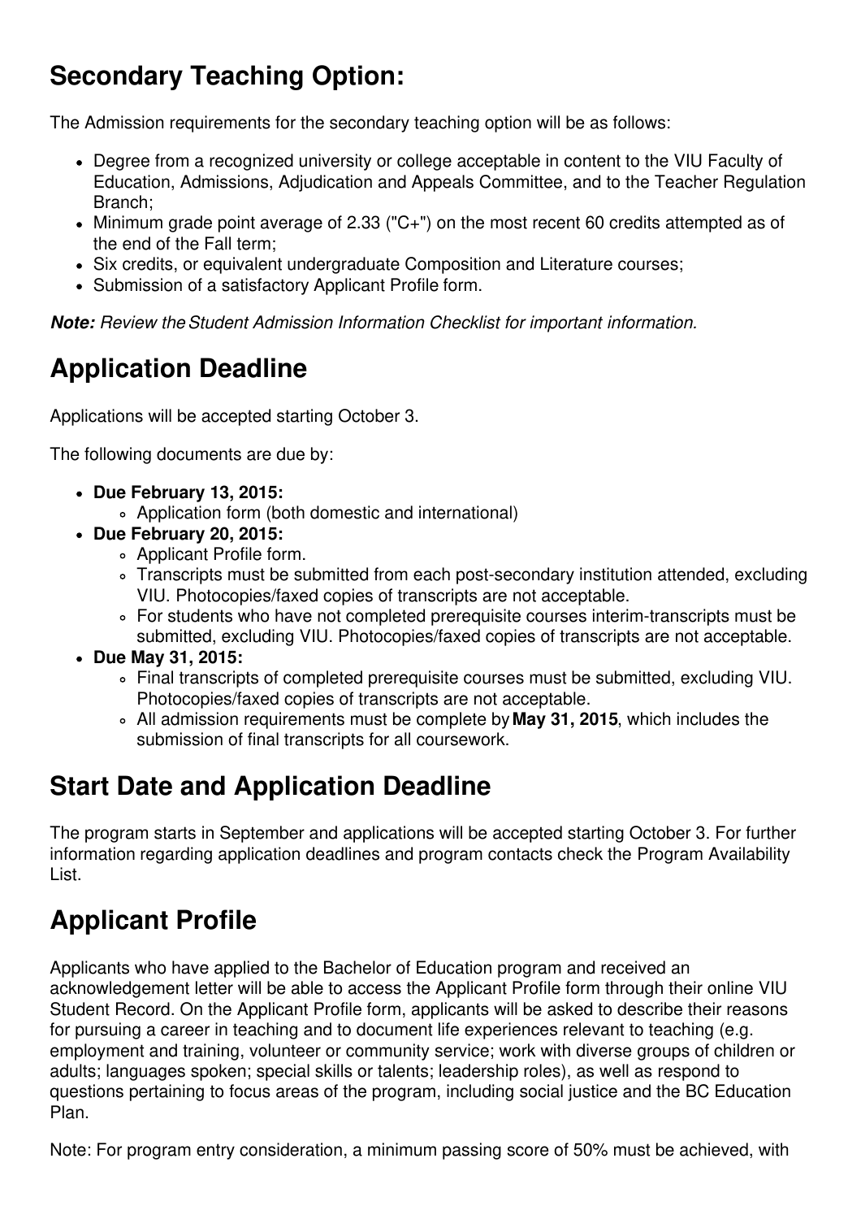## Secondary Teaching Option:

The Admission requirements for the secondary teaching option will be as follows:

- Degree from a recognized university or college acceptable in content to the VIU Faculty of Education, Admissions, Adjudication and Appeals Committee, and to the Teacher Regulation Branch;
- Minimum grade point average of 2.33 ("C+") on the most recent 60 credits attempted as of the end of the Fall term;
- Six credits, or equivalent undergraduate Composition and Literature courses;
- Submission of a satisfactory Applicant Profile form.

***Note:*** *Review the Student Admission Information Checklist for important information.*

## Application Deadline

Applications will be accepted starting October 3.

The following documents are due by:

- **Due February 13, 2015:**
  - Application form (both domestic and international)
- **Due February 20, 2015:**
  - Applicant Profile form.
  - Transcripts must be submitted from each post-secondary institution attended, excluding VIU. Photocopies/faxed copies of transcripts are not acceptable.
  - For students who have not completed prerequisite courses interim-transcripts must be submitted, excluding VIU. Photocopies/faxed copies of transcripts are not acceptable.
- **Due May 31, 2015:**
  - Final transcripts of completed prerequisite courses must be submitted, excluding VIU. Photocopies/faxed copies of transcripts are not acceptable.
  - All admission requirements must be complete by **May 31, 2015**, which includes the submission of final transcripts for all coursework.

## Start Date and Application Deadline

The program starts in September and applications will be accepted starting October 3. For further information regarding application deadlines and program contacts check the Program Availability List.

## Applicant Profile

Applicants who have applied to the Bachelor of Education program and received an acknowledgement letter will be able to access the Applicant Profile form through their online VIU Student Record. On the Applicant Profile form, applicants will be asked to describe their reasons for pursuing a career in teaching and to document life experiences relevant to teaching (e.g. employment and training, volunteer or community service; work with diverse groups of children or adults; languages spoken; special skills or talents; leadership roles), as well as respond to questions pertaining to focus areas of the program, including social justice and the BC Education Plan.

Note: For program entry consideration, a minimum passing score of 50% must be achieved, with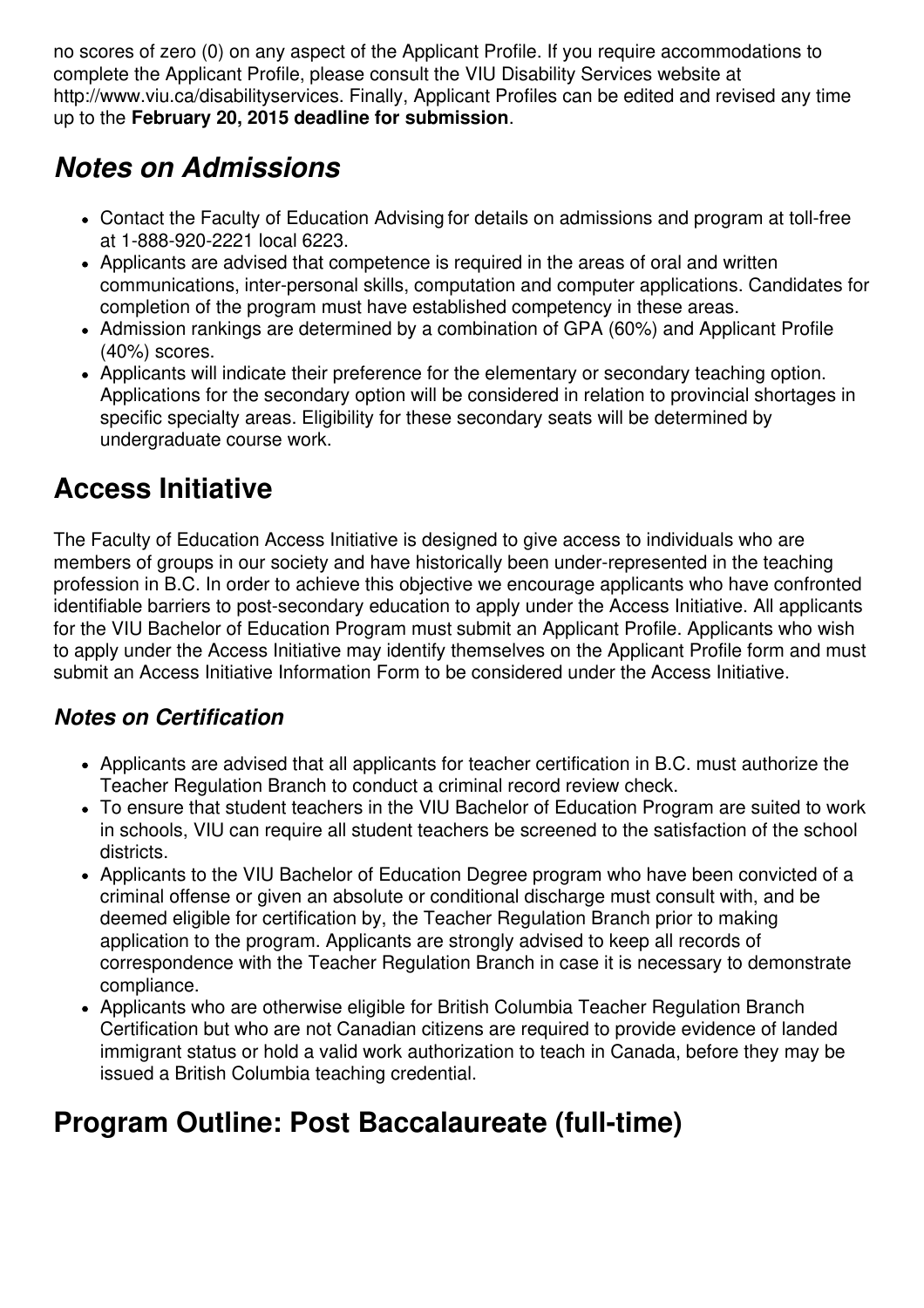no scores of zero (0) on any aspect of the Applicant Profile. If you require accommodations to complete the Applicant Profile, please consult the VIU Disability Services website at http://www.viu.ca/disabilityservices. Finally, Applicant Profiles can be edited and revised any time up to the **February 20, 2015 deadline for submission**.

## *Notes on Admissions*

- Contact the Faculty of Education Advising for details on admissions and program at toll-free at 1-888-920-2221 local 6223.
- Applicants are advised that competence is required in the areas of oral and written communications, inter-personal skills, computation and computer applications. Candidates for completion of the program must have established competency in these areas.
- Admission rankings are determined by a combination of GPA (60%) and Applicant Profile (40%) scores.
- Applicants will indicate their preference for the elementary or secondary teaching option. Applications for the secondary option will be considered in relation to provincial shortages in specific specialty areas. Eligibility for these secondary seats will be determined by undergraduate course work.

## Access Initiative

The Faculty of Education Access Initiative is designed to give access to individuals who are members of groups in our society and have historically been under-represented in the teaching profession in B.C. In order to achieve this objective we encourage applicants who have confronted identifiable barriers to post-secondary education to apply under the Access Initiative. All applicants for the VIU Bachelor of Education Program must submit an Applicant Profile. Applicants who wish to apply under the Access Initiative may identify themselves on the Applicant Profile form and must submit an Access Initiative Information Form to be considered under the Access Initiative.

### *Notes on Certification*

- Applicants are advised that all applicants for teacher certification in B.C. must authorize the Teacher Regulation Branch to conduct a criminal record review check.
- To ensure that student teachers in the VIU Bachelor of Education Program are suited to work in schools, VIU can require all student teachers be screened to the satisfaction of the school districts.
- Applicants to the VIU Bachelor of Education Degree program who have been convicted of a criminal offense or given an absolute or conditional discharge must consult with, and be deemed eligible for certification by, the Teacher Regulation Branch prior to making application to the program. Applicants are strongly advised to keep all records of correspondence with the Teacher Regulation Branch in case it is necessary to demonstrate compliance.
- Applicants who are otherwise eligible for British Columbia Teacher Regulation Branch Certification but who are not Canadian citizens are required to provide evidence of landed immigrant status or hold a valid work authorization to teach in Canada, before they may be issued a British Columbia teaching credential.

## Program Outline: Post Baccalaureate (full-time)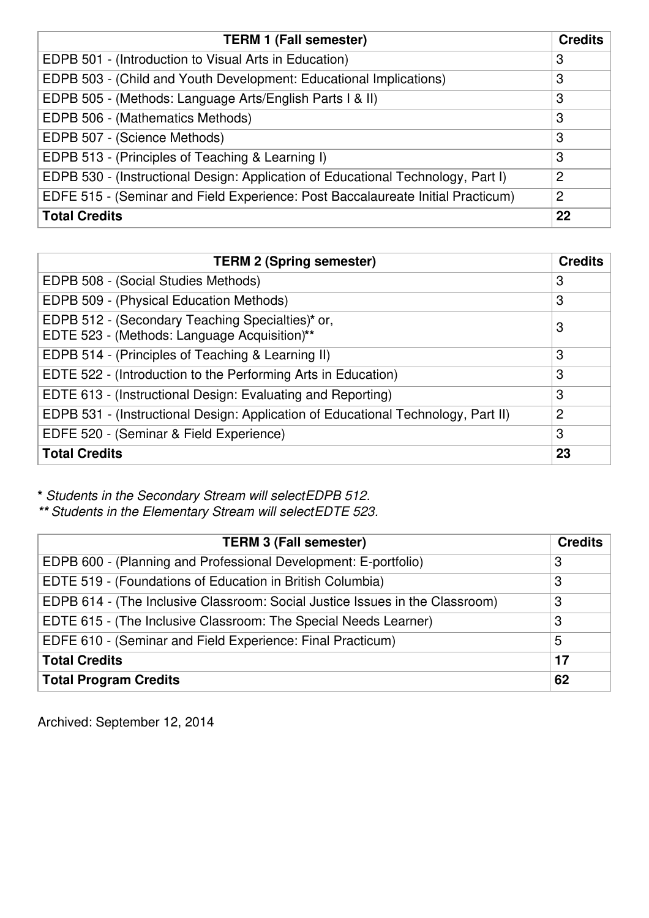| TERM 1 (Fall semester) | Credits |
| --- | --- |
| EDPB 501 - (Introduction to Visual Arts in Education) | 3 |
| EDPB 503 - (Child and Youth Development: Educational Implications) | 3 |
| EDPB 505 - (Methods: Language Arts/English Parts I & II) | 3 |
| EDPB 506 - (Mathematics Methods) | 3 |
| EDPB 507 - (Science Methods) | 3 |
| EDPB 513 - (Principles of Teaching & Learning I) | 3 |
| EDPB 530 - (Instructional Design: Application of Educational Technology, Part I) | 2 |
| EDFE 515 - (Seminar and Field Experience: Post Baccalaureate Initial Practicum) | 2 |
| **Total Credits** | **22** |

| TERM 2 (Spring semester) | Credits |
| --- | --- |
| EDPB 508 - (Social Studies Methods) | 3 |
| EDPB 509 - (Physical Education Methods) | 3 |
| EDPB 512 - (Secondary Teaching Specialties)* or, EDTE 523 - (Methods: Language Acquisition)** | 3 |
| EDPB 514 - (Principles of Teaching & Learning II) | 3 |
| EDTE 522 - (Introduction to the Performing Arts in Education) | 3 |
| EDTE 613 - (Instructional Design: Evaluating and Reporting) | 3 |
| EDPB 531 - (Instructional Design: Application of Educational Technology, Part II) | 2 |
| EDFE 520 - (Seminar & Field Experience) | 3 |
| **Total Credits** | **23** |

\* *Students in the Secondary Stream will selectEDPB 512.*
\*\* *Students in the Elementary Stream will selectEDTE 523.*

| TERM 3 (Fall semester) | Credits |
| --- | --- |
| EDPB 600 - (Planning and Professional Development: E-portfolio) | 3 |
| EDTE 519 - (Foundations of Education in British Columbia) | 3 |
| EDPB 614 - (The Inclusive Classroom: Social Justice Issues in the Classroom) | 3 |
| EDTE 615 - (The Inclusive Classroom: The Special Needs Learner) | 3 |
| EDFE 610 - (Seminar and Field Experience: Final Practicum) | 5 |
| **Total Credits** | **17** |
| **Total Program Credits** | **62** |

Archived: September 12, 2014